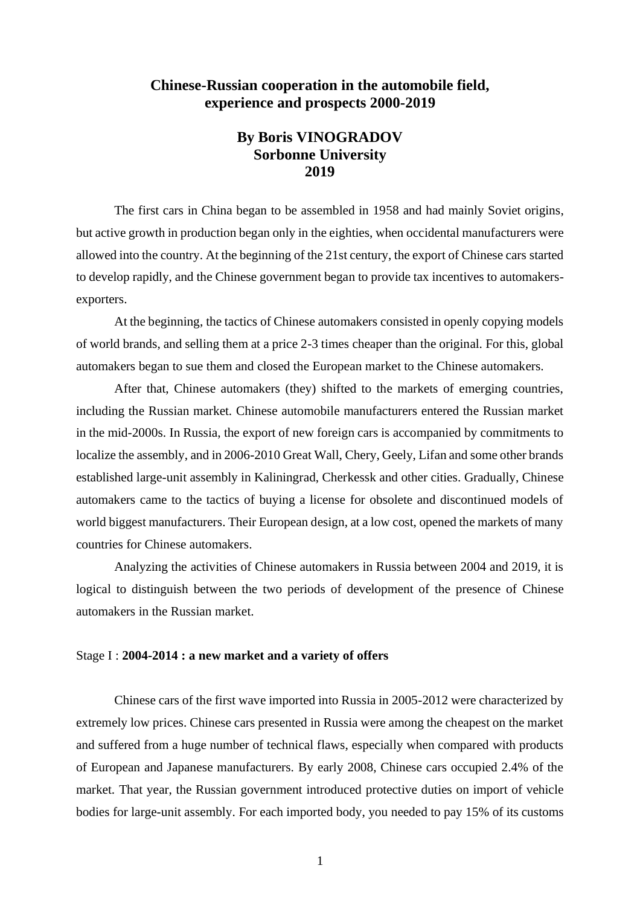# Chinese-Russian cooperation in the automobile field, experience and prospects 2000-2019

**By Boris VINOGRADOV**
**Sorbonne University**
**2019**

The first cars in China began to be assembled in 1958 and had mainly Soviet origins, but active growth in production began only in the eighties, when occidental manufacturers were allowed into the country. At the beginning of the 21st century, the export of Chinese cars started to develop rapidly, and the Chinese government began to provide tax incentives to automakers-exporters.

At the beginning, the tactics of Chinese automakers consisted in openly copying models of world brands, and selling them at a price 2-3 times cheaper than the original. For this, global automakers began to sue them and closed the European market to the Chinese automakers.

After that, Chinese automakers (they) shifted to the markets of emerging countries, including the Russian market. Chinese automobile manufacturers entered the Russian market in the mid-2000s. In Russia, the export of new foreign cars is accompanied by commitments to localize the assembly, and in 2006-2010 Great Wall, Chery, Geely, Lifan and some other brands established large-unit assembly in Kaliningrad, Cherkessk and other cities. Gradually, Chinese automakers came to the tactics of buying a license for obsolete and discontinued models of world biggest manufacturers. Their European design, at a low cost, opened the markets of many countries for Chinese automakers.

Analyzing the activities of Chinese automakers in Russia between 2004 and 2019, it is logical to distinguish between the two periods of development of the presence of Chinese automakers in the Russian market.

## Stage I : **2004-2014 : a new market and a variety of offers**

Chinese cars of the first wave imported into Russia in 2005-2012 were characterized by extremely low prices. Chinese cars presented in Russia were among the cheapest on the market and suffered from a huge number of technical flaws, especially when compared with products of European and Japanese manufacturers. By early 2008, Chinese cars occupied 2.4% of the market. That year, the Russian government introduced protective duties on import of vehicle bodies for large-unit assembly. For each imported body, you needed to pay 15% of its customs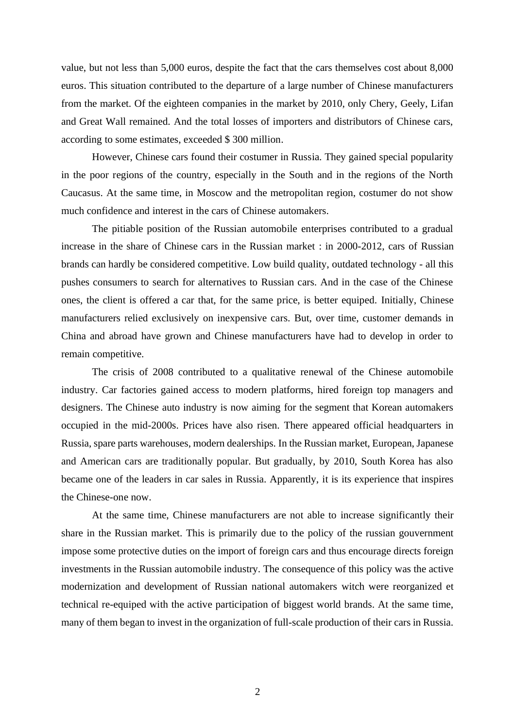value, but not less than 5,000 euros, despite the fact that the cars themselves cost about 8,000 euros. This situation contributed to the departure of a large number of Chinese manufacturers from the market. Of the eighteen companies in the market by 2010, only Chery, Geely, Lifan and Great Wall remained. And the total losses of importers and distributors of Chinese cars, according to some estimates, exceeded $ 300 million.

However, Chinese cars found their costumer in Russia. They gained special popularity in the poor regions of the country, especially in the South and in the regions of the North Caucasus. At the same time, in Moscow and the metropolitan region, costumer do not show much confidence and interest in the cars of Chinese automakers.

The pitiable position of the Russian automobile enterprises contributed to a gradual increase in the share of Chinese cars in the Russian market : in 2000-2012, cars of Russian brands can hardly be considered competitive. Low build quality, outdated technology - all this pushes consumers to search for alternatives to Russian cars. And in the case of the Chinese ones, the client is offered a car that, for the same price, is better equiped. Initially, Chinese manufacturers relied exclusively on inexpensive cars. But, over time, customer demands in China and abroad have grown and Chinese manufacturers have had to develop in order to remain competitive.

The crisis of 2008 contributed to a qualitative renewal of the Chinese automobile industry. Car factories gained access to modern platforms, hired foreign top managers and designers. The Chinese auto industry is now aiming for the segment that Korean automakers occupied in the mid-2000s. Prices have also risen. There appeared official headquarters in Russia, spare parts warehouses, modern dealerships. In the Russian market, European, Japanese and American cars are traditionally popular. But gradually, by 2010, South Korea has also became one of the leaders in car sales in Russia. Apparently, it is its experience that inspires the Chinese-one now.

At the same time, Chinese manufacturers are not able to increase significantly their share in the Russian market. This is primarily due to the policy of the russian gouvernment impose some protective duties on the import of foreign cars and thus encourage directs foreign investments in the Russian automobile industry. The consequence of this policy was the active modernization and development of Russian national automakers witch were reorganized et technical re-equiped with the active participation of biggest world brands. At the same time, many of them began to invest in the organization of full-scale production of their cars in Russia.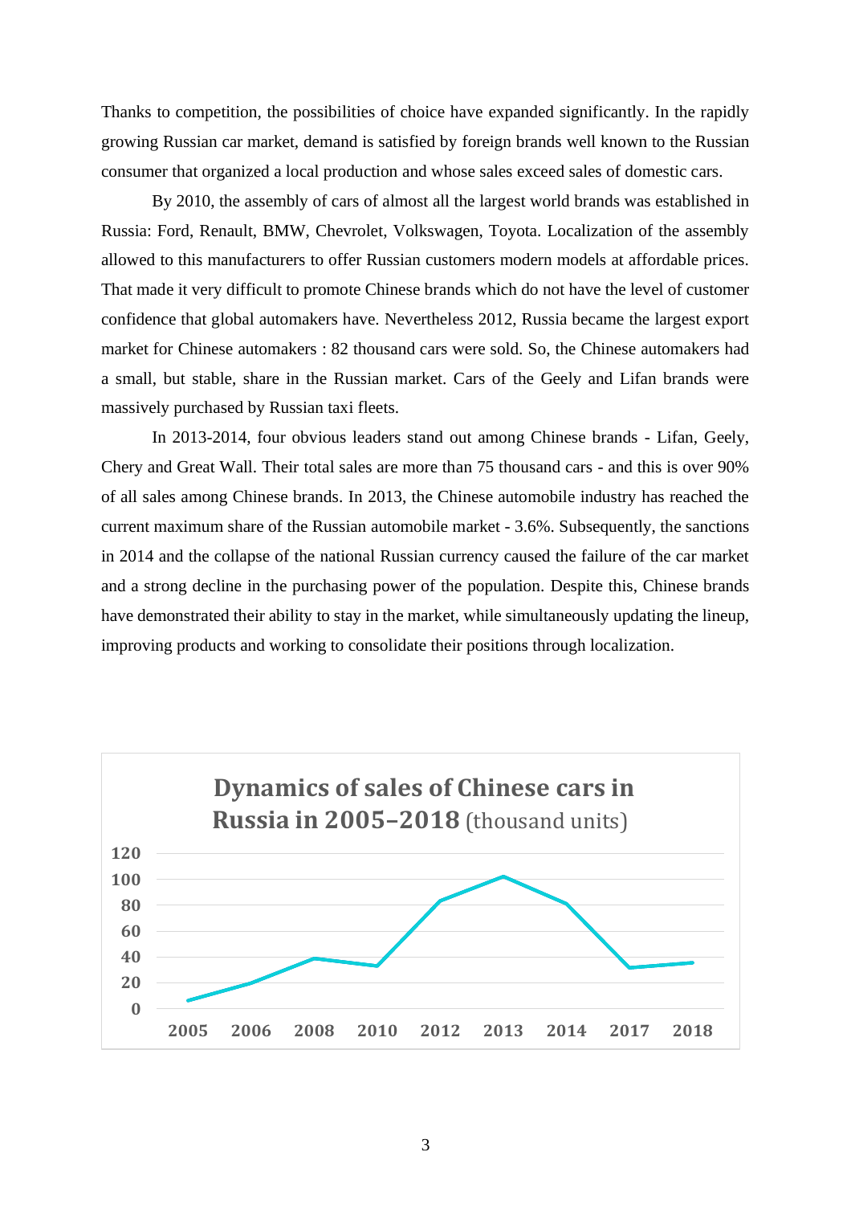Thanks to competition, the possibilities of choice have expanded significantly. In the rapidly growing Russian car market, demand is satisfied by foreign brands well known to the Russian consumer that organized a local production and whose sales exceed sales of domestic cars.

By 2010, the assembly of cars of almost all the largest world brands was established in Russia: Ford, Renault, BMW, Chevrolet, Volkswagen, Toyota. Localization of the assembly allowed to this manufacturers to offer Russian customers modern models at affordable prices. That made it very difficult to promote Chinese brands which do not have the level of customer confidence that global automakers have. Nevertheless 2012, Russia became the largest export market for Chinese automakers : 82 thousand cars were sold. So, the Chinese automakers had a small, but stable, share in the Russian market. Cars of the Geely and Lifan brands were massively purchased by Russian taxi fleets.

In 2013-2014, four obvious leaders stand out among Chinese brands - Lifan, Geely, Chery and Great Wall. Their total sales are more than 75 thousand cars - and this is over 90% of all sales among Chinese brands. In 2013, the Chinese automobile industry has reached the current maximum share of the Russian automobile market - 3.6%. Subsequently, the sanctions in 2014 and the collapse of the national Russian currency caused the failure of the car market and a strong decline in the purchasing power of the population. Despite this, Chinese brands have demonstrated their ability to stay in the market, while simultaneously updating the lineup, improving products and working to consolidate their positions through localization.

**Dynamics of sales of Chinese cars in Russia in 2005–2018** (thousand units)

120
100
80
60
40
20
0

2005 2006 2008 2010 2012 2013 2014 2017 2018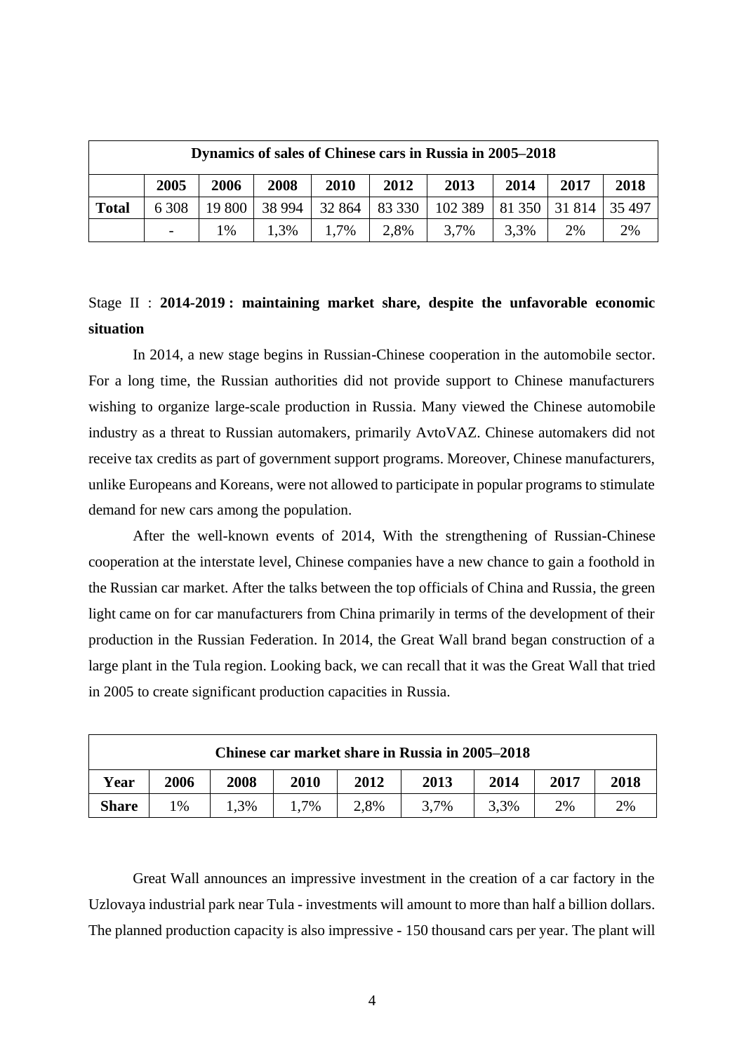| Dynamics of sales of Chinese cars in Russia in 2005–2018 | | | | | | | | | |
|---|---|---|---|---|---|---|---|---|---|
| | **2005** | **2006** | **2008** | **2010** | **2012** | **2013** | **2014** | **2017** | **2018** |
| **Total** | 6 308 | 19 800 | 38 994 | 32 864 | 83 330 | 102 389 | 81 350 | 31 814 | 35 497 |
| | - | 1% | 1,3% | 1,7% | 2,8% | 3,7% | 3,3% | 2% | 2% |

Stage II : **2014-2019 : maintaining market share, despite the unfavorable economic situation**

In 2014, a new stage begins in Russian-Chinese cooperation in the automobile sector. For a long time, the Russian authorities did not provide support to Chinese manufacturers wishing to organize large-scale production in Russia. Many viewed the Chinese automobile industry as a threat to Russian automakers, primarily AvtoVAZ. Chinese automakers did not receive tax credits as part of government support programs. Moreover, Chinese manufacturers, unlike Europeans and Koreans, were not allowed to participate in popular programs to stimulate demand for new cars among the population.

After the well-known events of 2014, With the strengthening of Russian-Chinese cooperation at the interstate level, Chinese companies have a new chance to gain a foothold in the Russian car market. After the talks between the top officials of China and Russia, the green light came on for car manufacturers from China primarily in terms of the development of their production in the Russian Federation. In 2014, the Great Wall brand began construction of a large plant in the Tula region. Looking back, we can recall that it was the Great Wall that tried in 2005 to create significant production capacities in Russia.

| Chinese car market share in Russia in 2005–2018 | | | | | | | | |
|---|---|---|---|---|---|---|---|---|
| **Year** | **2006** | **2008** | **2010** | **2012** | **2013** | **2014** | **2017** | **2018** |
| **Share** | 1% | 1,3% | 1,7% | 2,8% | 3,7% | 3,3% | 2% | 2% |

Great Wall announces an impressive investment in the creation of a car factory in the Uzlovaya industrial park near Tula - investments will amount to more than half a billion dollars. The planned production capacity is also impressive - 150 thousand cars per year. The plant will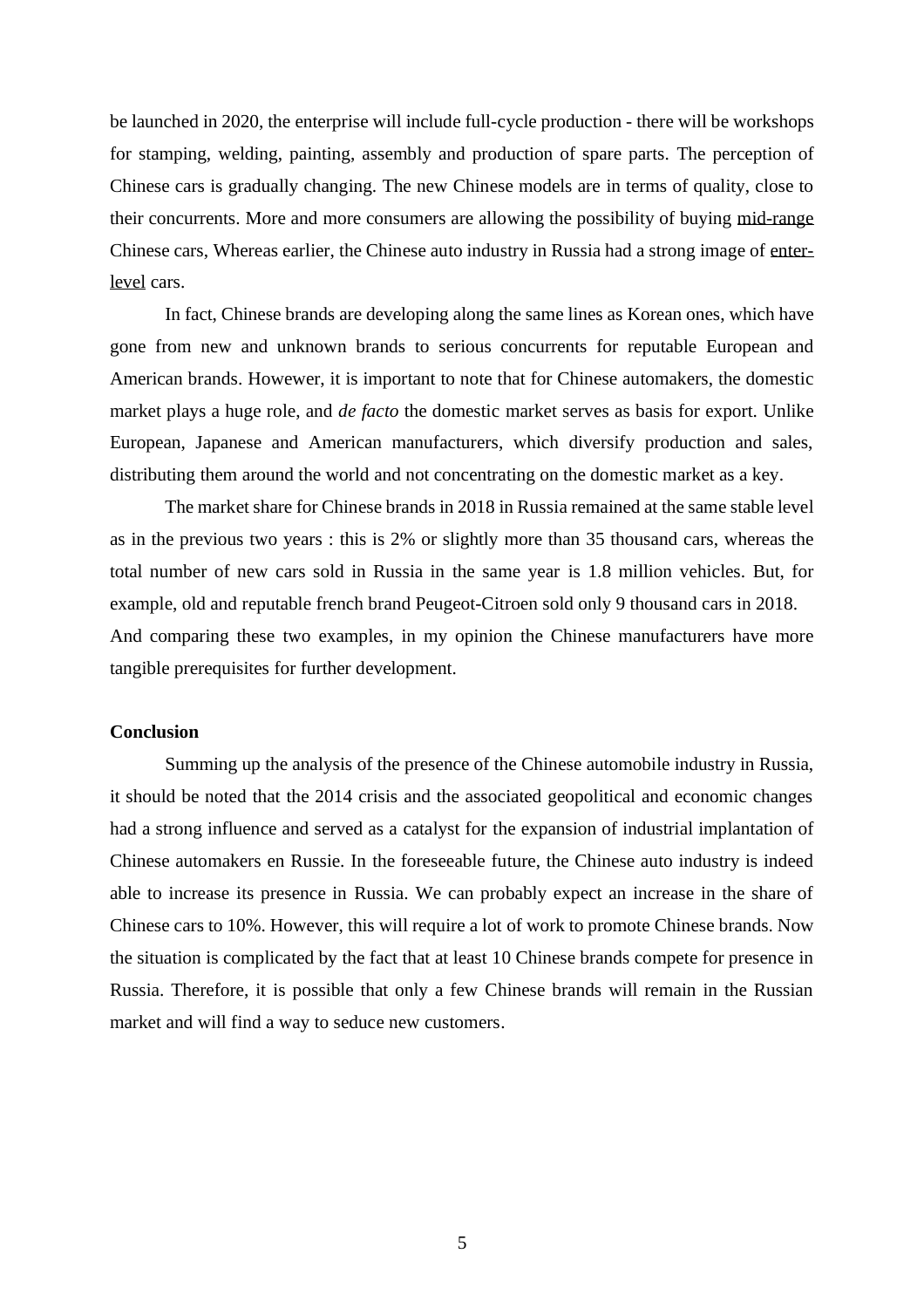be launched in 2020, the enterprise will include full-cycle production - there will be workshops for stamping, welding, painting, assembly and production of spare parts. The perception of Chinese cars is gradually changing. The new Chinese models are in terms of quality, close to their concurrents. More and more consumers are allowing the possibility of buying mid-range Chinese cars, Whereas earlier, the Chinese auto industry in Russia had a strong image of enter-level cars.

In fact, Chinese brands are developing along the same lines as Korean ones, which have gone from new and unknown brands to serious concurrents for reputable European and American brands. However, it is important to note that for Chinese automakers, the domestic market plays a huge role, and *de facto* the domestic market serves as basis for export. Unlike European, Japanese and American manufacturers, which diversify production and sales, distributing them around the world and not concentrating on the domestic market as a key.

The market share for Chinese brands in 2018 in Russia remained at the same stable level as in the previous two years : this is 2% or slightly more than 35 thousand cars, whereas the total number of new cars sold in Russia in the same year is 1.8 million vehicles. But, for example, old and reputable french brand Peugeot-Citroen sold only 9 thousand cars in 2018. And comparing these two examples, in my opinion the Chinese manufacturers have more tangible prerequisites for further development.

**Conclusion**

Summing up the analysis of the presence of the Chinese automobile industry in Russia, it should be noted that the 2014 crisis and the associated geopolitical and economic changes had a strong influence and served as a catalyst for the expansion of industrial implantation of Chinese automakers en Russie. In the foreseeable future, the Chinese auto industry is indeed able to increase its presence in Russia. We can probably expect an increase in the share of Chinese cars to 10%. However, this will require a lot of work to promote Chinese brands. Now the situation is complicated by the fact that at least 10 Chinese brands compete for presence in Russia. Therefore, it is possible that only a few Chinese brands will remain in the Russian market and will find a way to seduce new customers.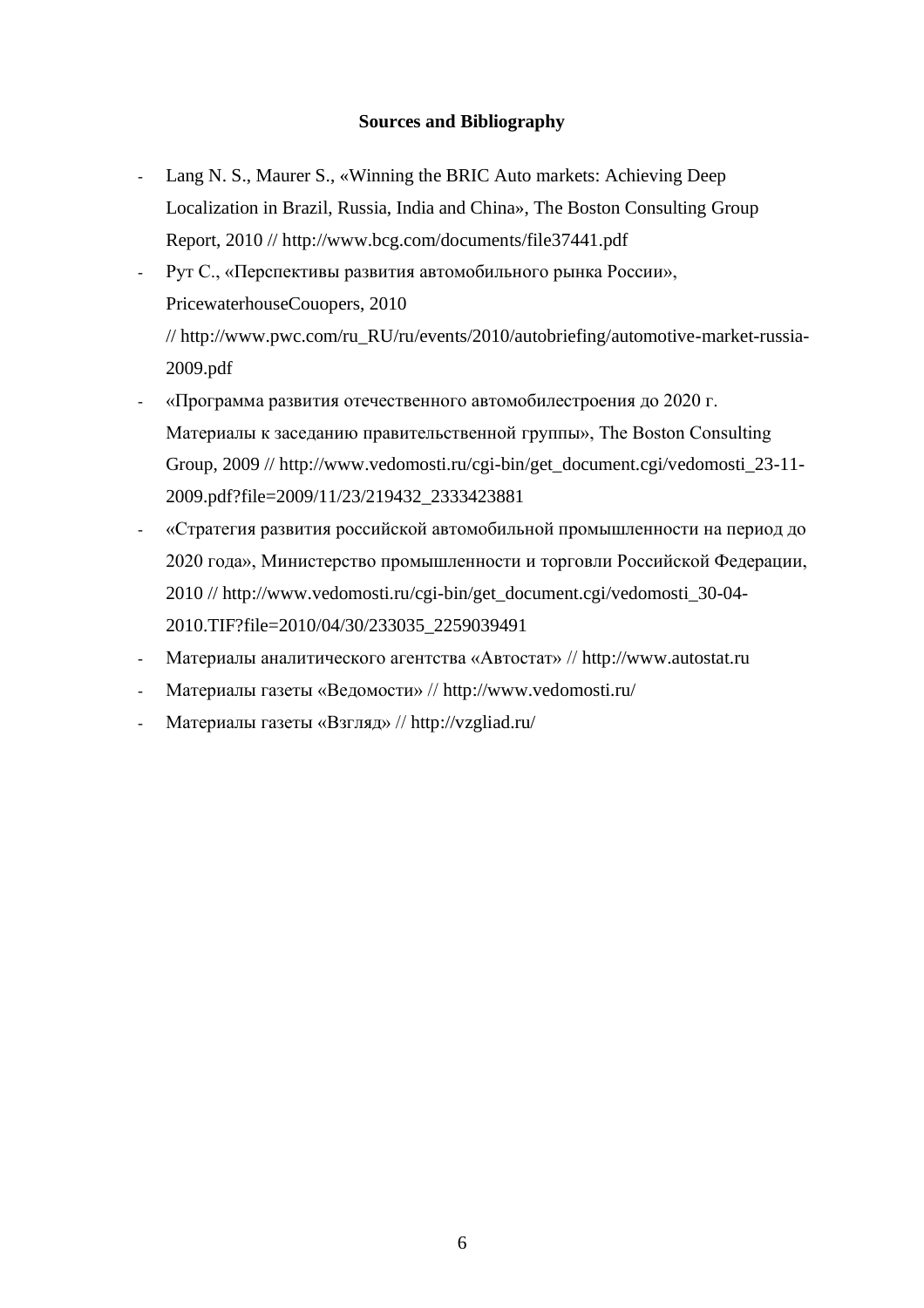**Sources and Bibliography**

- Lang N. S., Maurer S., «Winning the BRIC Auto markets: Achieving Deep Localization in Brazil, Russia, India and China», The Boston Consulting Group Report, 2010 // http://www.bcg.com/documents/file37441.pdf
- Рут С., «Перспективы развития автомобильного рынка России», PricewaterhouseCouopers, 2010 // http://www.pwc.com/ru_RU/ru/events/2010/autobriefing/automotive-market-russia-2009.pdf
- «Программа развития отечественного автомобилестроения до 2020 г. Материалы к заседанию правительственной группы», The Boston Consulting Group, 2009 // http://www.vedomosti.ru/cgi-bin/get_document.cgi/vedomosti_23-11-2009.pdf?file=2009/11/23/219432_2333423881
- «Стратегия развития российской автомобильной промышленности на период до 2020 года», Министерство промышленности и торговли Российской Федерации, 2010 // http://www.vedomosti.ru/cgi-bin/get_document.cgi/vedomosti_30-04-2010.TIF?file=2010/04/30/233035_2259039491
- Материалы аналитического агентства «Автостат» // http://www.autostat.ru
- Материалы газеты «Ведомости» // http://www.vedomosti.ru/
- Материалы газеты «Взгляд» // http://vzgliad.ru/